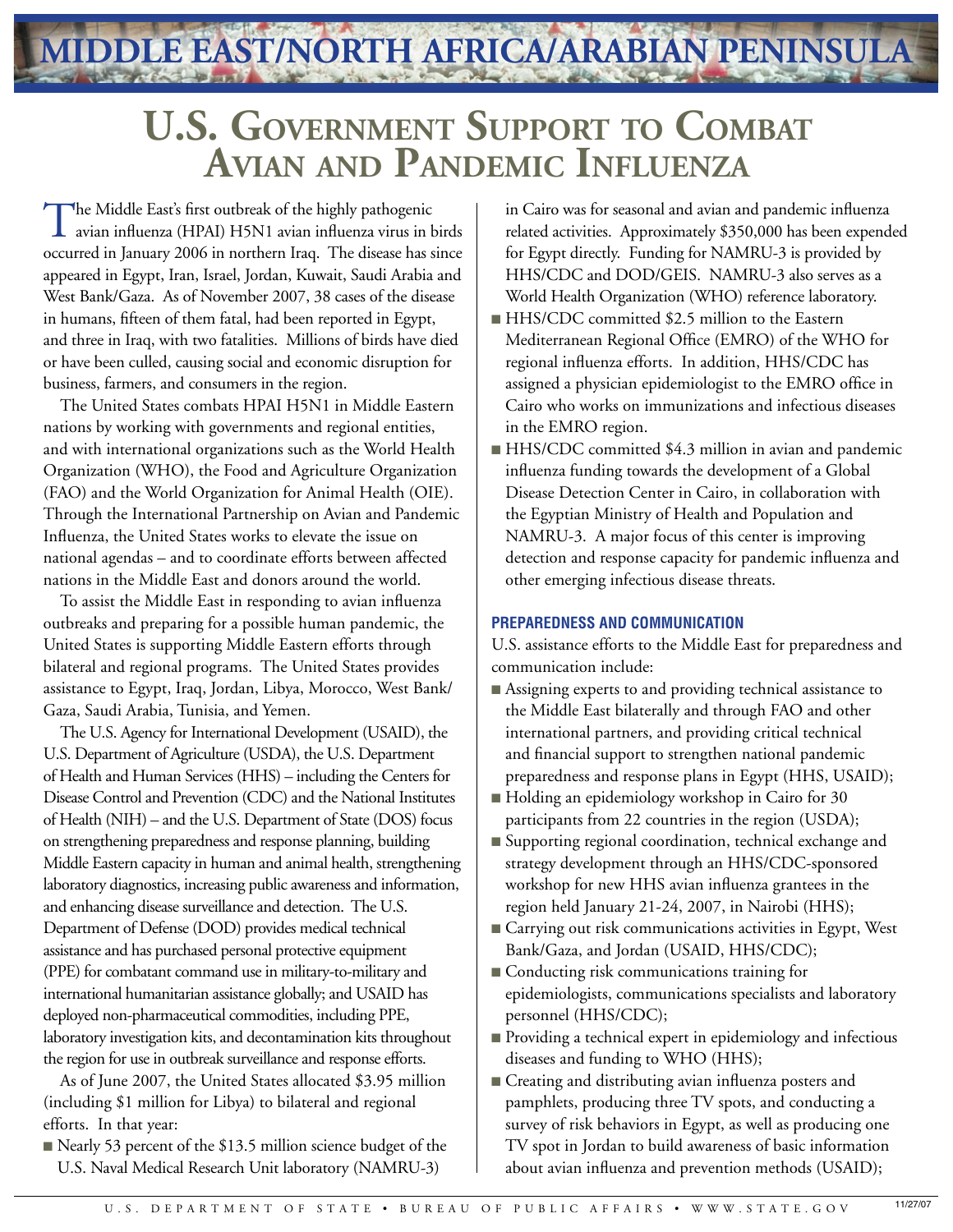# MIDDLE EAST/NORTH AFRICA/ARABIAN PENINSULA

# U.S. Government Support to Combat Avian and Pandemic Influenza

The Middle East's first outbreak of the highly pathogenic avian influenza (HPAI) H5N1 avian influenza virus in birds occurred in January 2006 in northern Iraq. The disease has since appeared in Egypt, Iran, Israel, Jordan, Kuwait, Saudi Arabia and West Bank/Gaza. As of November 2007, 38 cases of the disease in humans, fifteen of them fatal, had been reported in Egypt, and three in Iraq, with two fatalities. Millions of birds have died or have been culled, causing social and economic disruption for business, farmers, and consumers in the region.

The United States combats HPAI H5N1 in Middle Eastern nations by working with governments and regional entities, and with international organizations such as the World Health Organization (WHO), the Food and Agriculture Organization (FAO) and the World Organization for Animal Health (OIE). Through the International Partnership on Avian and Pandemic Influenza, the United States works to elevate the issue on national agendas – and to coordinate efforts between affected nations in the Middle East and donors around the world.

To assist the Middle East in responding to avian influenza outbreaks and preparing for a possible human pandemic, the United States is supporting Middle Eastern efforts through bilateral and regional programs. The United States provides assistance to Egypt, Iraq, Jordan, Libya, Morocco, West Bank/Gaza, Saudi Arabia, Tunisia, and Yemen.

The U.S. Agency for International Development (USAID), the U.S. Department of Agriculture (USDA), the U.S. Department of Health and Human Services (HHS) – including the Centers for Disease Control and Prevention (CDC) and the National Institutes of Health (NIH) – and the U.S. Department of State (DOS) focus on strengthening preparedness and response planning, building Middle Eastern capacity in human and animal health, strengthening laboratory diagnostics, increasing public awareness and information, and enhancing disease surveillance and detection. The U.S. Department of Defense (DOD) provides medical technical assistance and has purchased personal protective equipment (PPE) for combatant command use in military-to-military and international humanitarian assistance globally; and USAID has deployed non-pharmaceutical commodities, including PPE, laboratory investigation kits, and decontamination kits throughout the region for use in outbreak surveillance and response efforts.

As of June 2007, the United States allocated $3.95 million (including $1 million for Libya) to bilateral and regional efforts. In that year:

- Nearly 53 percent of the $13.5 million science budget of the U.S. Naval Medical Research Unit laboratory (NAMRU-3) in Cairo was for seasonal and avian and pandemic influenza related activities. Approximately $350,000 has been expended for Egypt directly. Funding for NAMRU-3 is provided by HHS/CDC and DOD/GEIS. NAMRU-3 also serves as a World Health Organization (WHO) reference laboratory.
- HHS/CDC committed $2.5 million to the Eastern Mediterranean Regional Office (EMRO) of the WHO for regional influenza efforts. In addition, HHS/CDC has assigned a physician epidemiologist to the EMRO office in Cairo who works on immunizations and infectious diseases in the EMRO region.
- HHS/CDC committed $4.3 million in avian and pandemic influenza funding towards the development of a Global Disease Detection Center in Cairo, in collaboration with the Egyptian Ministry of Health and Population and NAMRU-3. A major focus of this center is improving detection and response capacity for pandemic influenza and other emerging infectious disease threats.

### PREPAREDNESS AND COMMUNICATION

U.S. assistance efforts to the Middle East for preparedness and communication include:

- Assigning experts to and providing technical assistance to the Middle East bilaterally and through FAO and other international partners, and providing critical technical and financial support to strengthen national pandemic preparedness and response plans in Egypt (HHS, USAID);
- Holding an epidemiology workshop in Cairo for 30 participants from 22 countries in the region (USDA);
- Supporting regional coordination, technical exchange and strategy development through an HHS/CDC-sponsored workshop for new HHS avian influenza grantees in the region held January 21-24, 2007, in Nairobi (HHS);
- Carrying out risk communications activities in Egypt, West Bank/Gaza, and Jordan (USAID, HHS/CDC);
- Conducting risk communications training for epidemiologists, communications specialists and laboratory personnel (HHS/CDC);
- Providing a technical expert in epidemiology and infectious diseases and funding to WHO (HHS);
- Creating and distributing avian influenza posters and pamphlets, producing three TV spots, and conducting a survey of risk behaviors in Egypt, as well as producing one TV spot in Jordan to build awareness of basic information about avian influenza and prevention methods (USAID);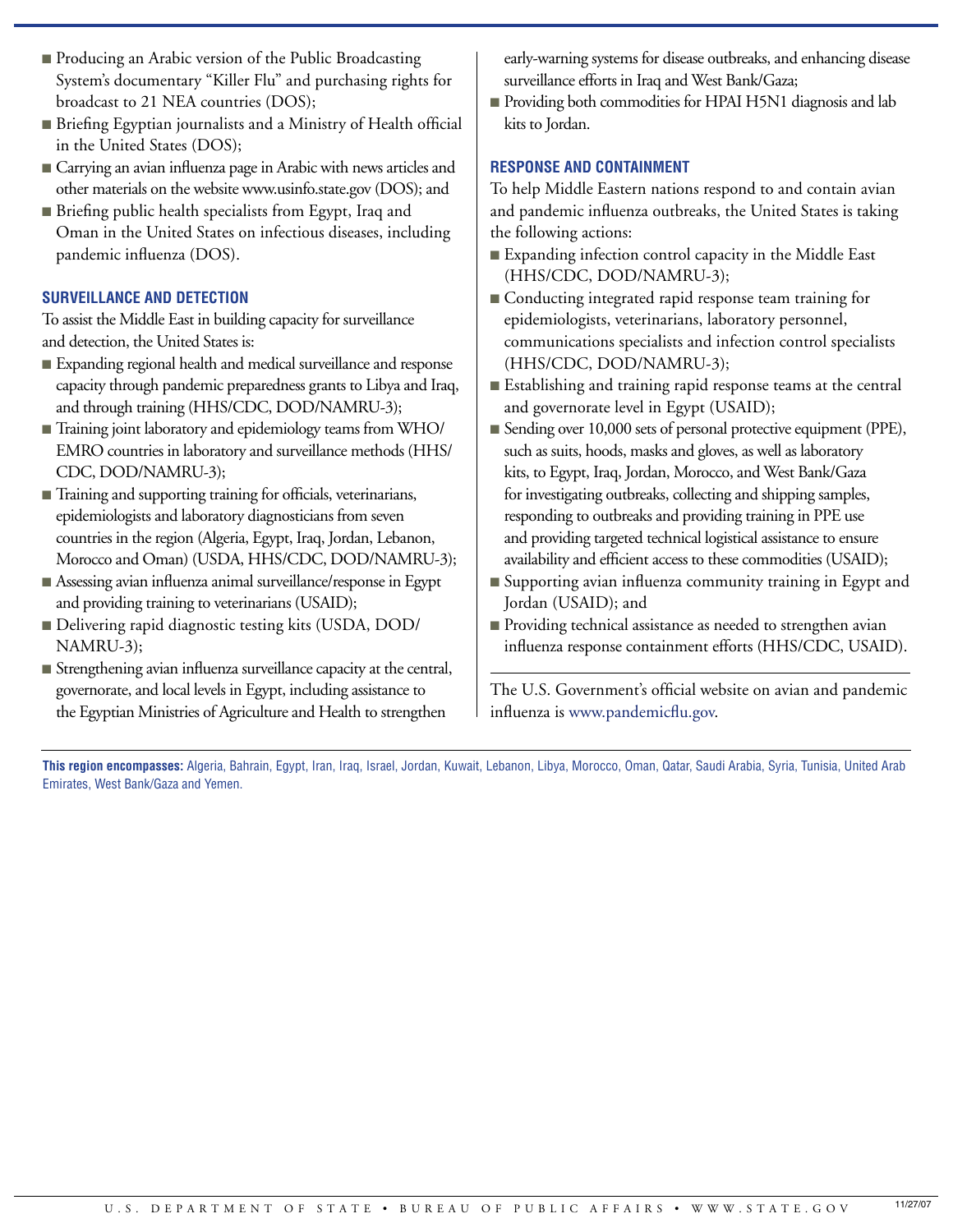- Producing an Arabic version of the Public Broadcasting System's documentary "Killer Flu" and purchasing rights for broadcast to 21 NEA countries (DOS);
- Briefing Egyptian journalists and a Ministry of Health official in the United States (DOS);
- Carrying an avian influenza page in Arabic with news articles and other materials on the website www.usinfo.state.gov (DOS); and
- Briefing public health specialists from Egypt, Iraq and Oman in the United States on infectious diseases, including pandemic influenza (DOS).

### SURVEILLANCE AND DETECTION

To assist the Middle East in building capacity for surveillance and detection, the United States is:

- Expanding regional health and medical surveillance and response capacity through pandemic preparedness grants to Libya and Iraq, and through training (HHS/CDC, DOD/NAMRU-3);
- Training joint laboratory and epidemiology teams from WHO/EMRO countries in laboratory and surveillance methods (HHS/CDC, DOD/NAMRU-3);
- Training and supporting training for officials, veterinarians, epidemiologists and laboratory diagnosticians from seven countries in the region (Algeria, Egypt, Iraq, Jordan, Lebanon, Morocco and Oman) (USDA, HHS/CDC, DOD/NAMRU-3);
- Assessing avian influenza animal surveillance/response in Egypt and providing training to veterinarians (USAID);
- Delivering rapid diagnostic testing kits (USDA, DOD/NAMRU-3);
- Strengthening avian influenza surveillance capacity at the central, governorate, and local levels in Egypt, including assistance to the Egyptian Ministries of Agriculture and Health to strengthen early-warning systems for disease outbreaks, and enhancing disease surveillance efforts in Iraq and West Bank/Gaza;
- Providing both commodities for HPAI H5N1 diagnosis and lab kits to Jordan.

### RESPONSE AND CONTAINMENT

To help Middle Eastern nations respond to and contain avian and pandemic influenza outbreaks, the United States is taking the following actions:

- Expanding infection control capacity in the Middle East (HHS/CDC, DOD/NAMRU-3);
- Conducting integrated rapid response team training for epidemiologists, veterinarians, laboratory personnel, communications specialists and infection control specialists (HHS/CDC, DOD/NAMRU-3);
- Establishing and training rapid response teams at the central and governorate level in Egypt (USAID);
- Sending over 10,000 sets of personal protective equipment (PPE), such as suits, hoods, masks and gloves, as well as laboratory kits, to Egypt, Iraq, Jordan, Morocco, and West Bank/Gaza for investigating outbreaks, collecting and shipping samples, responding to outbreaks and providing training in PPE use and providing targeted technical logistical assistance to ensure availability and efficient access to these commodities (USAID);
- Supporting avian influenza community training in Egypt and Jordan (USAID); and
- Providing technical assistance as needed to strengthen avian influenza response containment efforts (HHS/CDC, USAID).

The U.S. Government's official website on avian and pandemic influenza is www.pandemicflu.gov.

**This region encompasses:** Algeria, Bahrain, Egypt, Iran, Iraq, Israel, Jordan, Kuwait, Lebanon, Libya, Morocco, Oman, Qatar, Saudi Arabia, Syria, Tunisia, United Arab Emirates, West Bank/Gaza and Yemen.